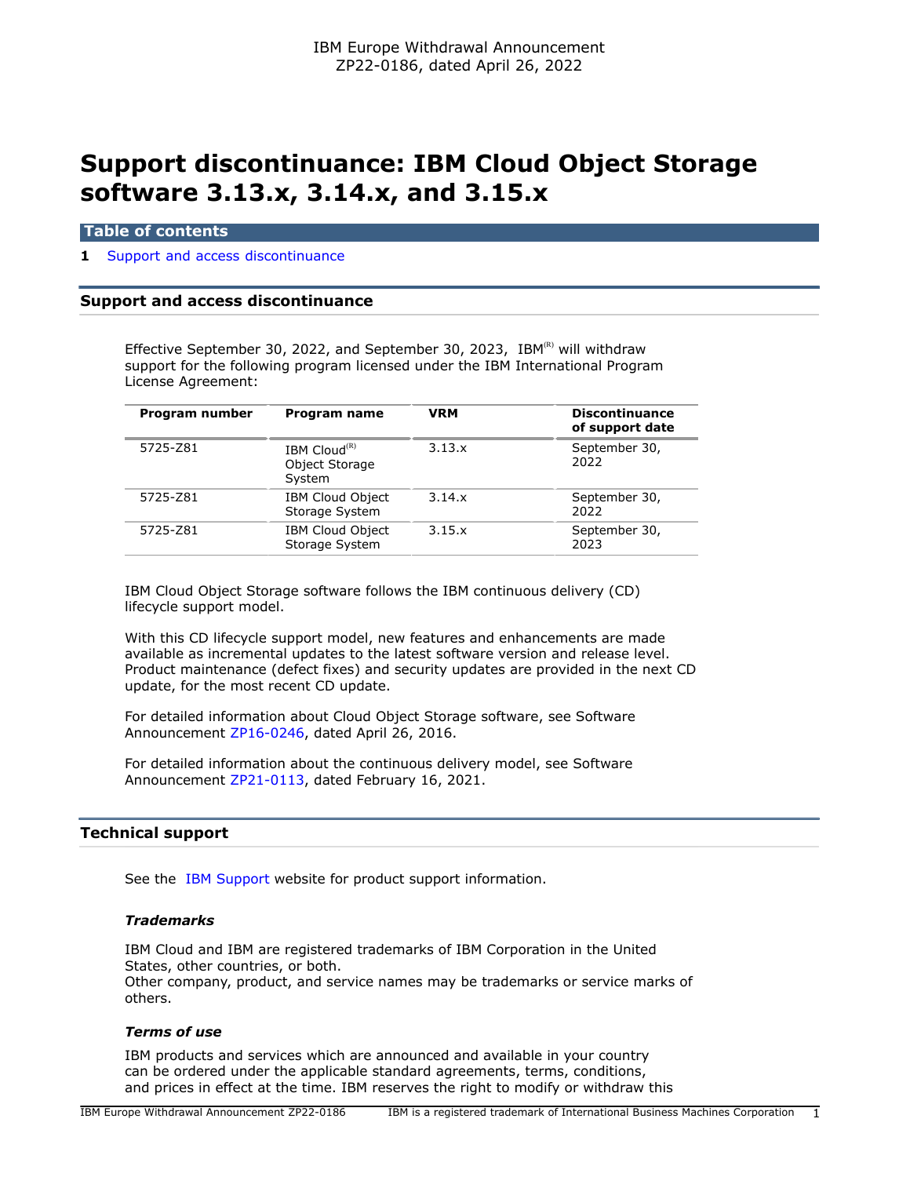IBM Europe Withdrawal Announcement
ZP22-0186, dated April 26, 2022

# Support discontinuance: IBM Cloud Object Storage software 3.13.x, 3.14.x, and 3.15.x

## Table of contents

**1** Support and access discontinuance

## Support and access discontinuance

Effective September 30, 2022, and September 30, 2023, IBM(R) will withdraw support for the following program licensed under the IBM International Program License Agreement:

| Program number | Program name | VRM | Discontinuance of support date |
|---|---|---|---|
| 5725-Z81 | IBM Cloud(R) Object Storage System | 3.13.x | September 30, 2022 |
| 5725-Z81 | IBM Cloud Object Storage System | 3.14.x | September 30, 2022 |
| 5725-Z81 | IBM Cloud Object Storage System | 3.15.x | September 30, 2023 |

IBM Cloud Object Storage software follows the IBM continuous delivery (CD) lifecycle support model.

With this CD lifecycle support model, new features and enhancements are made available as incremental updates to the latest software version and release level. Product maintenance (defect fixes) and security updates are provided in the next CD update, for the most recent CD update.

For detailed information about Cloud Object Storage software, see Software Announcement ZP16-0246, dated April 26, 2016.

For detailed information about the continuous delivery model, see Software Announcement ZP21-0113, dated February 16, 2021.

## Technical support

See the IBM Support website for product support information.

### *Trademarks*

IBM Cloud and IBM are registered trademarks of IBM Corporation in the United States, other countries, or both.
Other company, product, and service names may be trademarks or service marks of others.

### *Terms of use*

IBM products and services which are announced and available in your country can be ordered under the applicable standard agreements, terms, conditions, and prices in effect at the time. IBM reserves the right to modify or withdraw this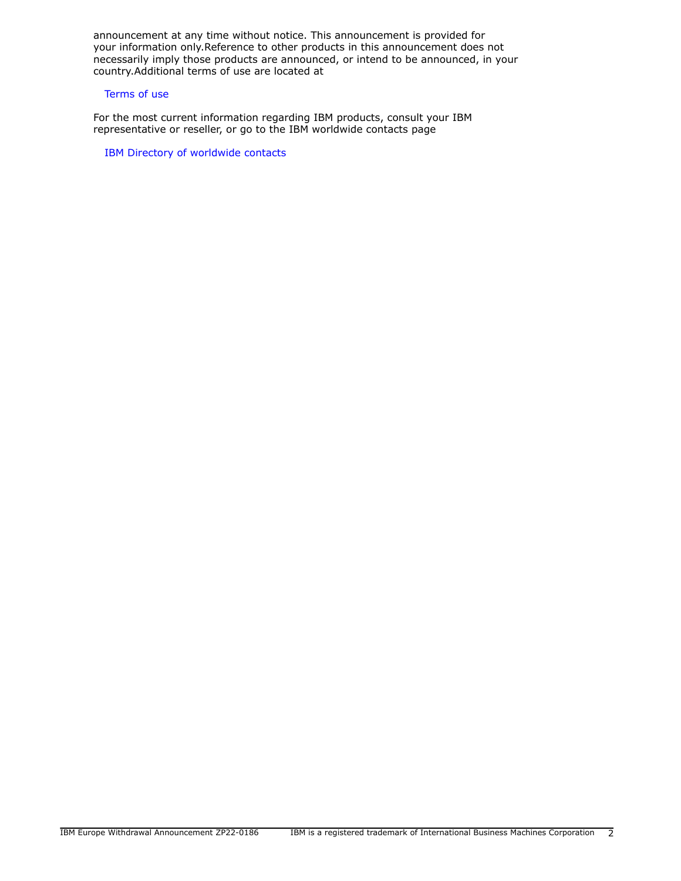announcement at any time without notice. This announcement is provided for your information only.Reference to other products in this announcement does not necessarily imply those products are announced, or intend to be announced, in your country.Additional terms of use are located at

Terms of use

For the most current information regarding IBM products, consult your IBM representative or reseller, or go to the IBM worldwide contacts page

IBM Directory of worldwide contacts